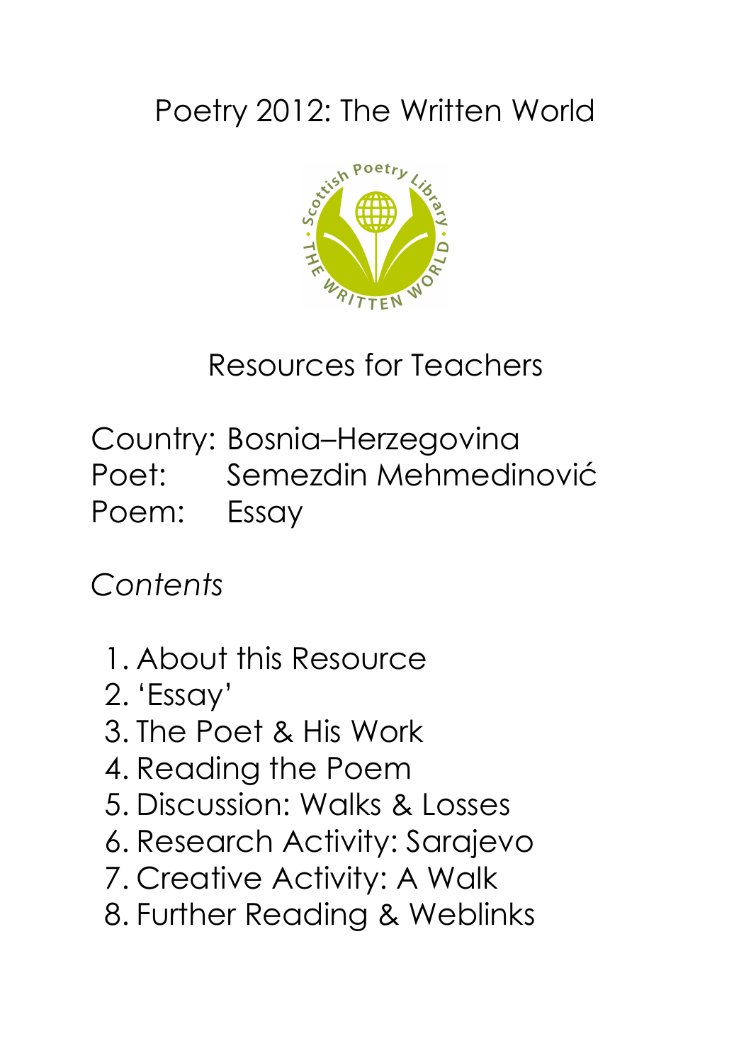# Poetry 2012: The Written World

## Resources for Teachers

Country: Bosnia–Herzegovina
Poet: Semezdin Mehmedinović
Poem: Essay

*Contents*

1. About this Resource
2. 'Essay'
3. The Poet & His Work
4. Reading the Poem
5. Discussion: Walks & Losses
6. Research Activity: Sarajevo
7. Creative Activity: A Walk
8. Further Reading & Weblinks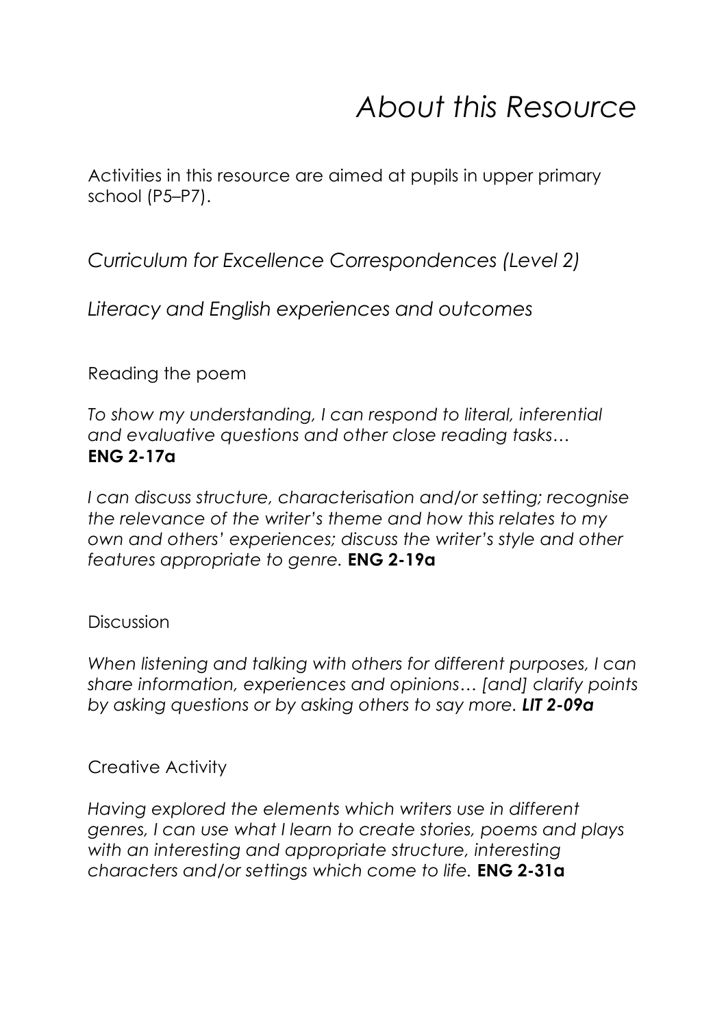# *About this Resource*

Activities in this resource are aimed at pupils in upper primary school (P5–P7).

## *Curriculum for Excellence Correspondences (Level 2)*

### *Literacy and English experiences and outcomes*

Reading the poem

*To show my understanding, I can respond to literal, inferential and evaluative questions and other close reading tasks…* **ENG 2-17a**

*I can discuss structure, characterisation and/or setting; recognise the relevance of the writer's theme and how this relates to my own and others' experiences; discuss the writer's style and other features appropriate to genre.* **ENG 2-19a**

Discussion

*When listening and talking with others for different purposes, I can share information, experiences and opinions… [and] clarify points by asking questions or by asking others to say more.* ***LIT 2-09a***

Creative Activity

*Having explored the elements which writers use in different genres, I can use what I learn to create stories, poems and plays with an interesting and appropriate structure, interesting characters and/or settings which come to life.* **ENG 2-31a**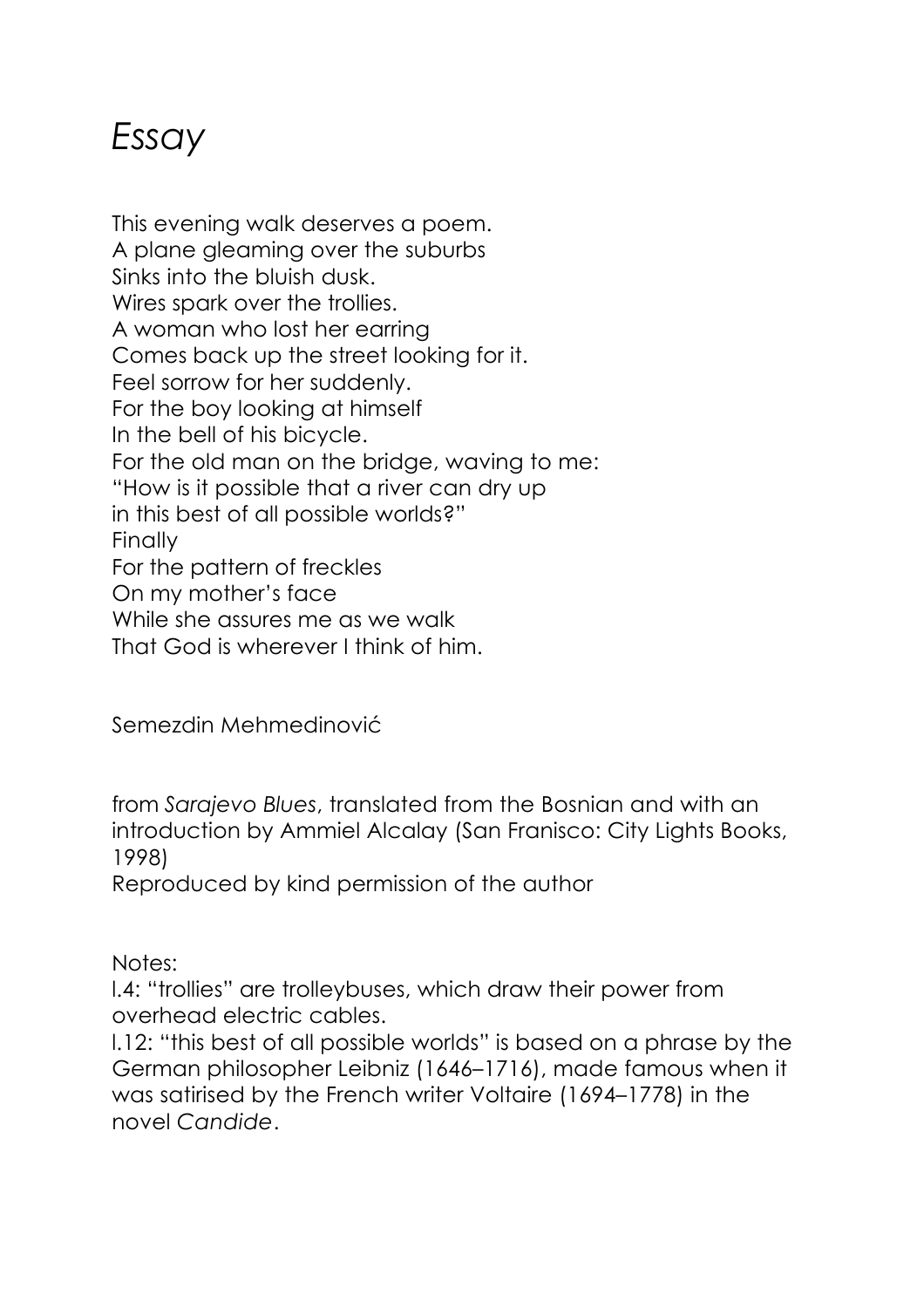# *Essay*

This evening walk deserves a poem.
A plane gleaming over the suburbs
Sinks into the bluish dusk.
Wires spark over the trollies.
A woman who lost her earring
Comes back up the street looking for it.
Feel sorrow for her suddenly.
For the boy looking at himself
In the bell of his bicycle.
For the old man on the bridge, waving to me:
"How is it possible that a river can dry up
in this best of all possible worlds?"
Finally
For the pattern of freckles
On my mother's face
While she assures me as we walk
That God is wherever I think of him.

Semezdin Mehmedinović

from *Sarajevo Blues*, translated from the Bosnian and with an introduction by Ammiel Alcalay (San Franisco: City Lights Books, 1998)
Reproduced by kind permission of the author

Notes:
l.4: "trollies" are trolleybuses, which draw their power from overhead electric cables.
l.12: "this best of all possible worlds" is based on a phrase by the German philosopher Leibniz (1646–1716), made famous when it was satirised by the French writer Voltaire (1694–1778) in the novel *Candide*.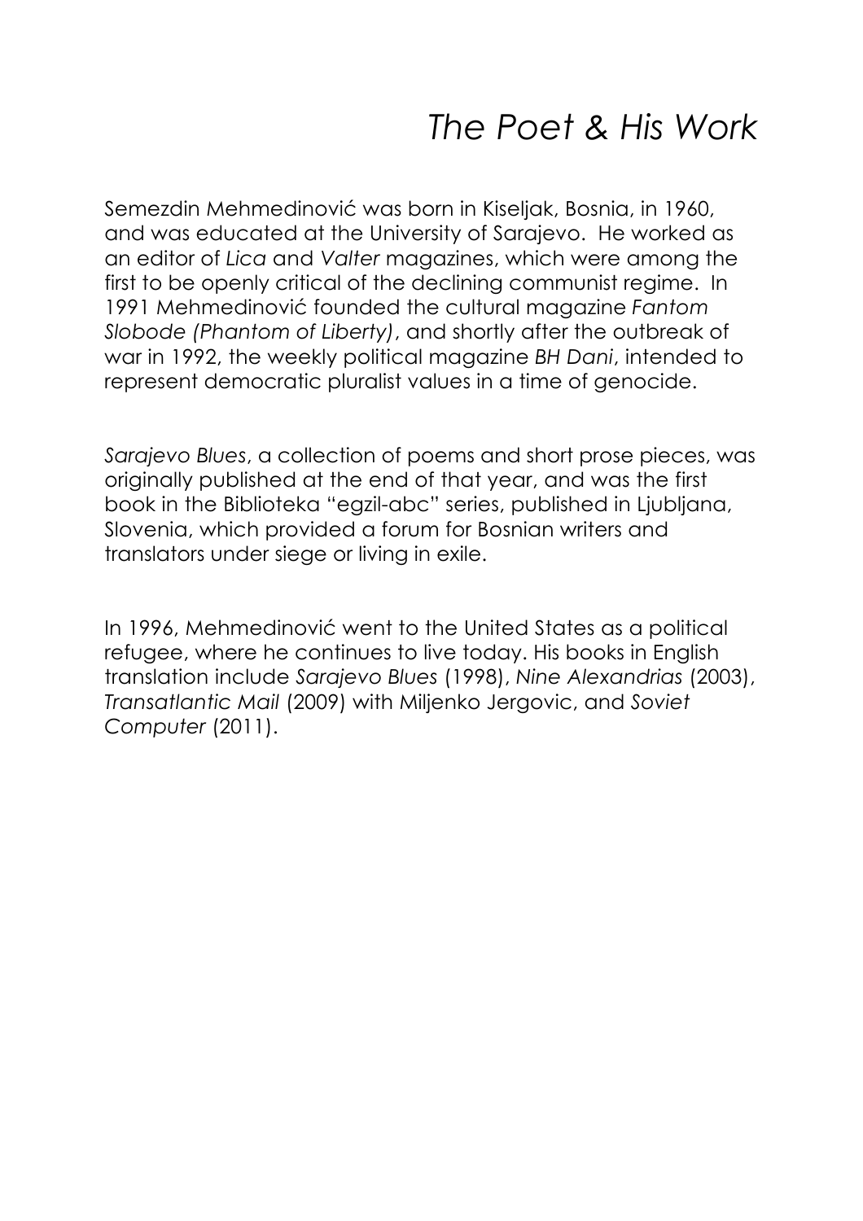# *The Poet & His Work*

Semezdin Mehmedinović was born in Kiseljak, Bosnia, in 1960, and was educated at the University of Sarajevo. He worked as an editor of *Lica* and *Valter* magazines, which were among the first to be openly critical of the declining communist regime. In 1991 Mehmedinović founded the cultural magazine *Fantom Slobode (Phantom of Liberty)*, and shortly after the outbreak of war in 1992, the weekly political magazine *BH Dani*, intended to represent democratic pluralist values in a time of genocide.

*Sarajevo Blues*, a collection of poems and short prose pieces, was originally published at the end of that year, and was the first book in the Biblioteka "egzil-abc" series, published in Ljubljana, Slovenia, which provided a forum for Bosnian writers and translators under siege or living in exile.

In 1996, Mehmedinović went to the United States as a political refugee, where he continues to live today. His books in English translation include *Sarajevo Blues* (1998), *Nine Alexandrias* (2003), *Transatlantic Mail* (2009) with Miljenko Jergovic, and *Soviet Computer* (2011).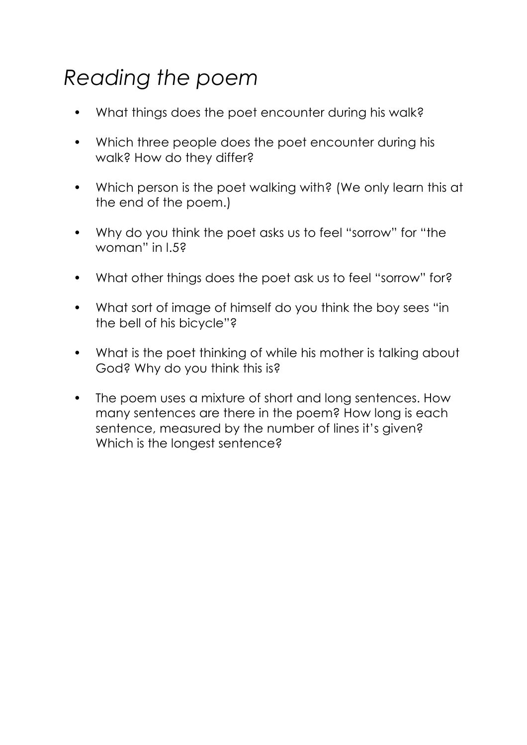# *Reading the poem*

- What things does the poet encounter during his walk?
- Which three people does the poet encounter during his walk? How do they differ?
- Which person is the poet walking with? (We only learn this at the end of the poem.)
- Why do you think the poet asks us to feel "sorrow" for "the woman" in l.5?
- What other things does the poet ask us to feel "sorrow" for?
- What sort of image of himself do you think the boy sees "in the bell of his bicycle"?
- What is the poet thinking of while his mother is talking about God? Why do you think this is?
- The poem uses a mixture of short and long sentences. How many sentences are there in the poem? How long is each sentence, measured by the number of lines it's given? Which is the longest sentence?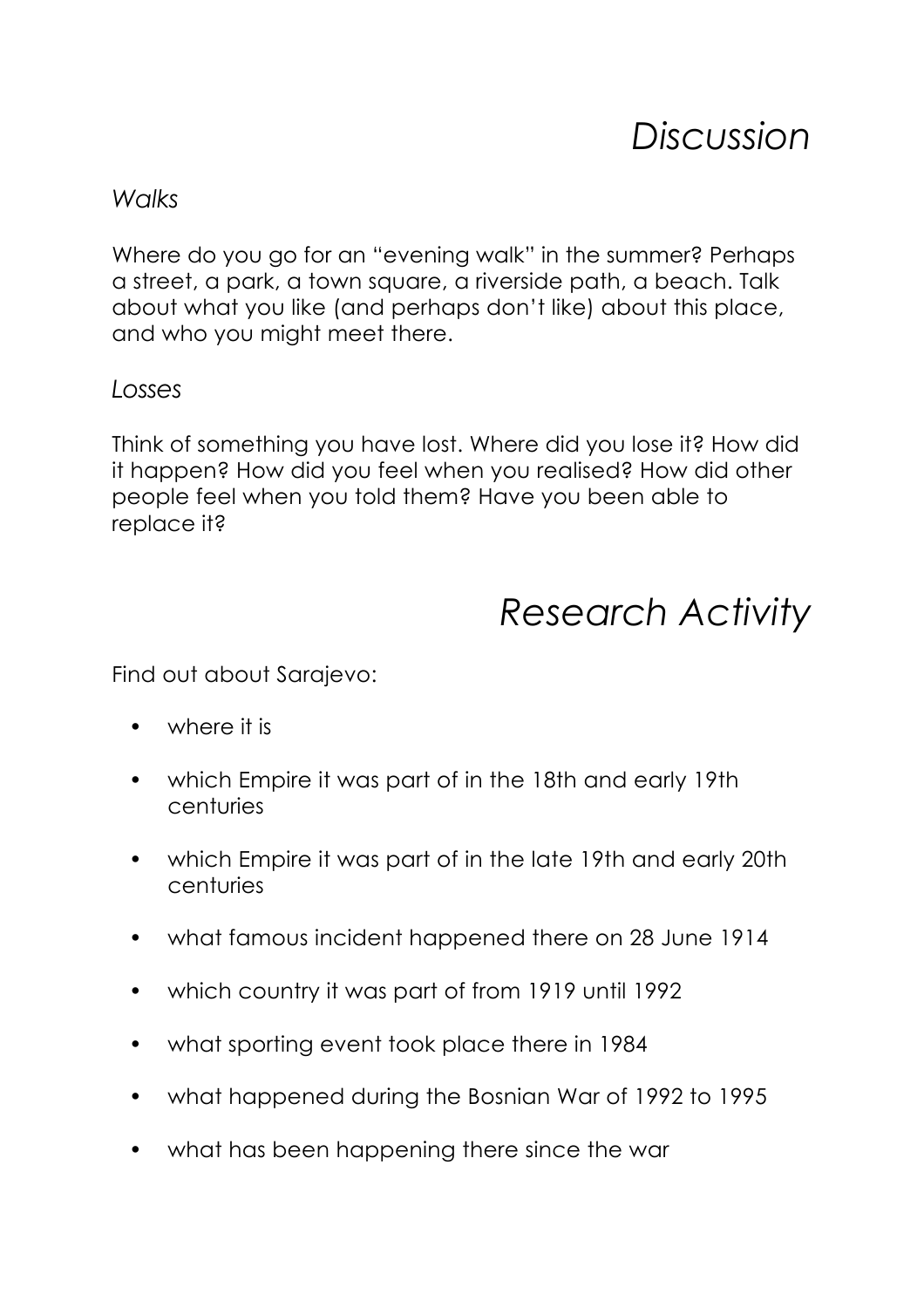# *Discussion*

### *Walks*

Where do you go for an "evening walk" in the summer? Perhaps a street, a park, a town square, a riverside path, a beach. Talk about what you like (and perhaps don't like) about this place, and who you might meet there.

### *Losses*

Think of something you have lost. Where did you lose it? How did it happen? How did you feel when you realised? How did other people feel when you told them? Have you been able to replace it?

# *Research Activity*

Find out about Sarajevo:

- where it is
- which Empire it was part of in the 18th and early 19th centuries
- which Empire it was part of in the late 19th and early 20th centuries
- what famous incident happened there on 28 June 1914
- which country it was part of from 1919 until 1992
- what sporting event took place there in 1984
- what happened during the Bosnian War of 1992 to 1995
- what has been happening there since the war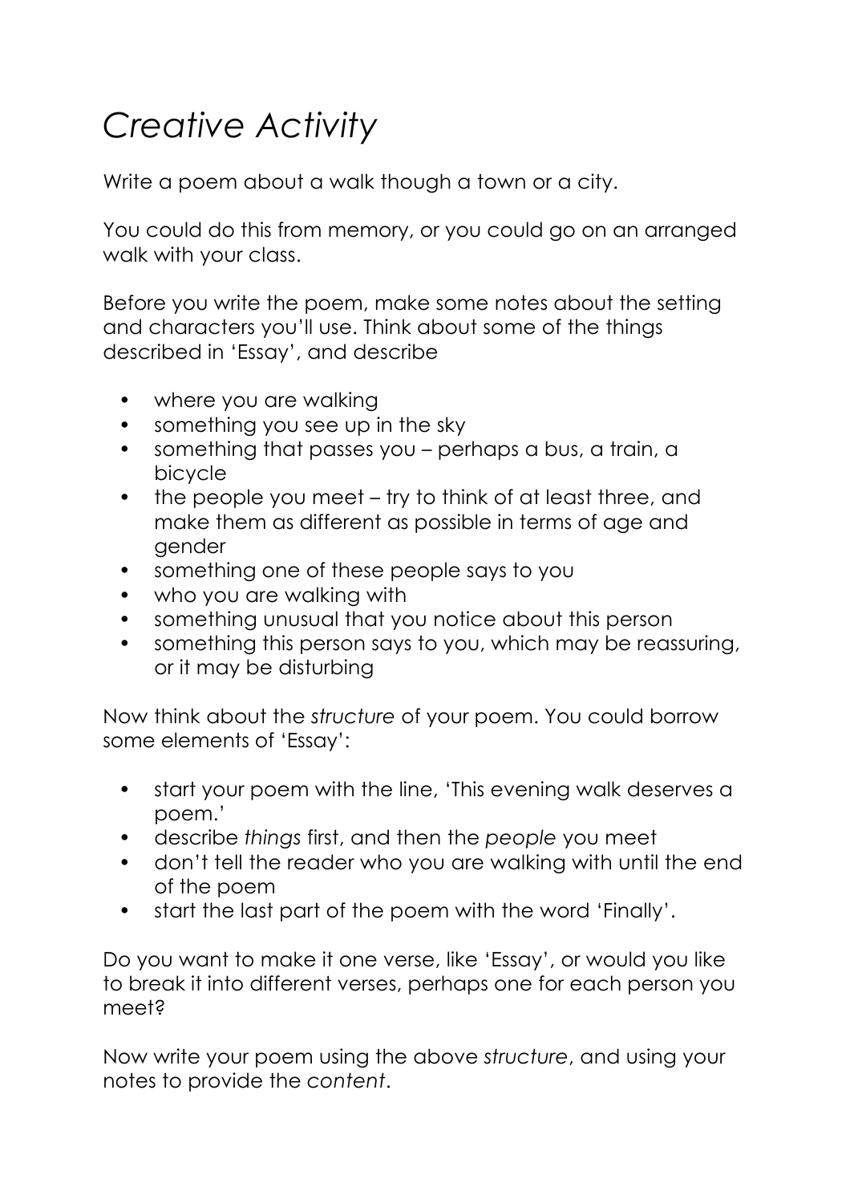# *Creative Activity*

Write a poem about a walk though a town or a city.

You could do this from memory, or you could go on an arranged walk with your class.

Before you write the poem, make some notes about the setting and characters you'll use. Think about some of the things described in 'Essay', and describe

- where you are walking
- something you see up in the sky
- something that passes you – perhaps a bus, a train, a bicycle
- the people you meet – try to think of at least three, and make them as different as possible in terms of age and gender
- something one of these people says to you
- who you are walking with
- something unusual that you notice about this person
- something this person says to you, which may be reassuring, or it may be disturbing

Now think about the *structure* of your poem. You could borrow some elements of 'Essay':

- start your poem with the line, 'This evening walk deserves a poem.'
- describe *things* first, and then the *people* you meet
- don't tell the reader who you are walking with until the end of the poem
- start the last part of the poem with the word 'Finally'.

Do you want to make it one verse, like 'Essay', or would you like to break it into different verses, perhaps one for each person you meet?

Now write your poem using the above *structure*, and using your notes to provide the *content*.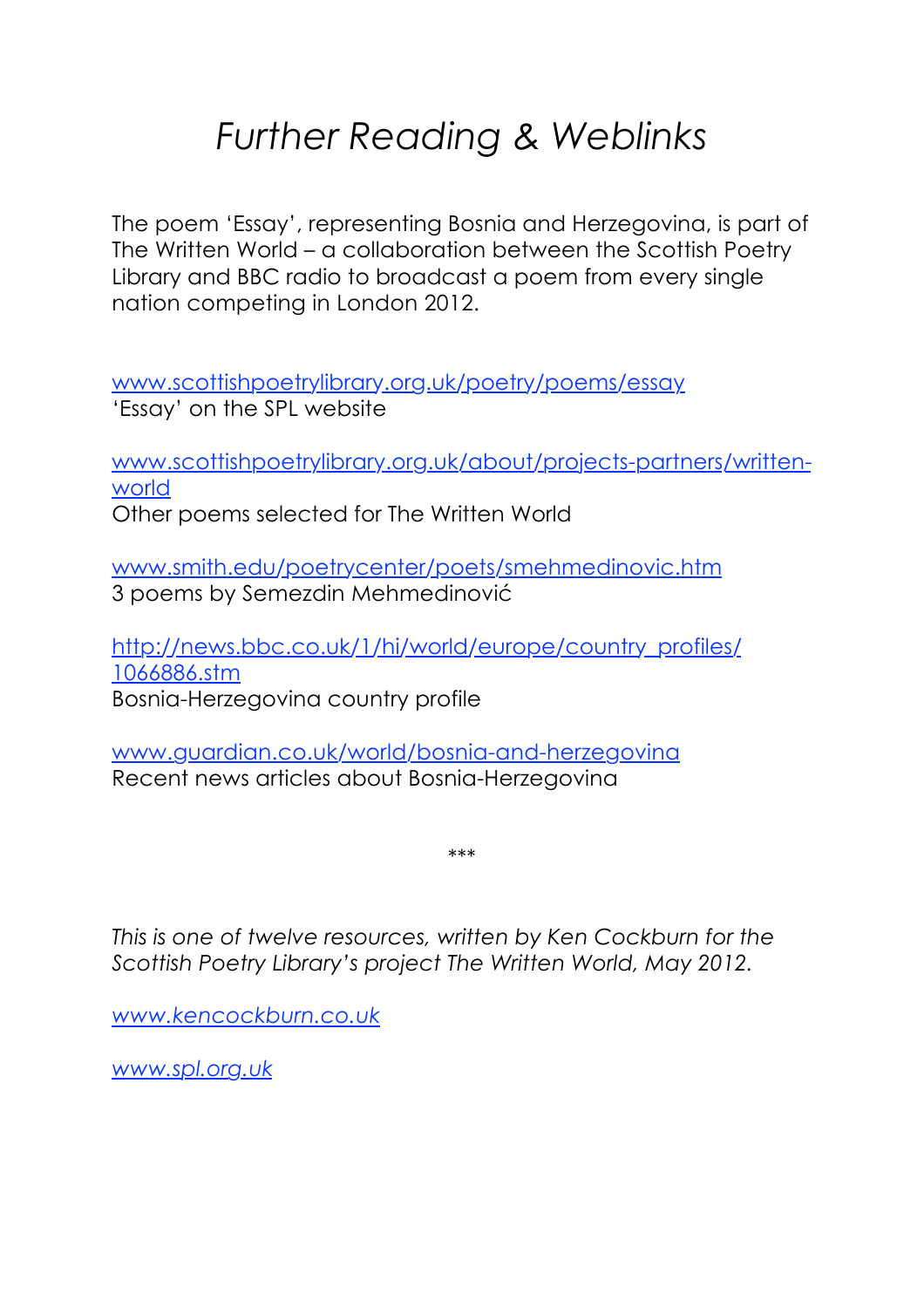# *Further Reading & Weblinks*

The poem 'Essay', representing Bosnia and Herzegovina, is part of The Written World – a collaboration between the Scottish Poetry Library and BBC radio to broadcast a poem from every single nation competing in London 2012.

[www.scottishpoetrylibrary.org.uk/poetry/poems/essay](www.scottishpoetrylibrary.org.uk/poetry/poems/essay)
'Essay' on the SPL website

[www.scottishpoetrylibrary.org.uk/about/projects-partners/written-world](www.scottishpoetrylibrary.org.uk/about/projects-partners/written-world)
Other poems selected for The Written World

[www.smith.edu/poetrycenter/poets/smehmedinovic.htm](www.smith.edu/poetrycenter/poets/smehmedinovic.htm)
3 poems by Semezdin Mehmedinović

[http://news.bbc.co.uk/1/hi/world/europe/country_profiles/1066886.stm](http://news.bbc.co.uk/1/hi/world/europe/country_profiles/1066886.stm)
Bosnia-Herzegovina country profile

[www.guardian.co.uk/world/bosnia-and-herzegovina](www.guardian.co.uk/world/bosnia-and-herzegovina)
Recent news articles about Bosnia-Herzegovina

***

*This is one of twelve resources, written by Ken Cockburn for the Scottish Poetry Library's project The Written World, May 2012.*

*[www.kencockburn.co.uk](www.kencockburn.co.uk)*

*[www.spl.org.uk](www.spl.org.uk)*